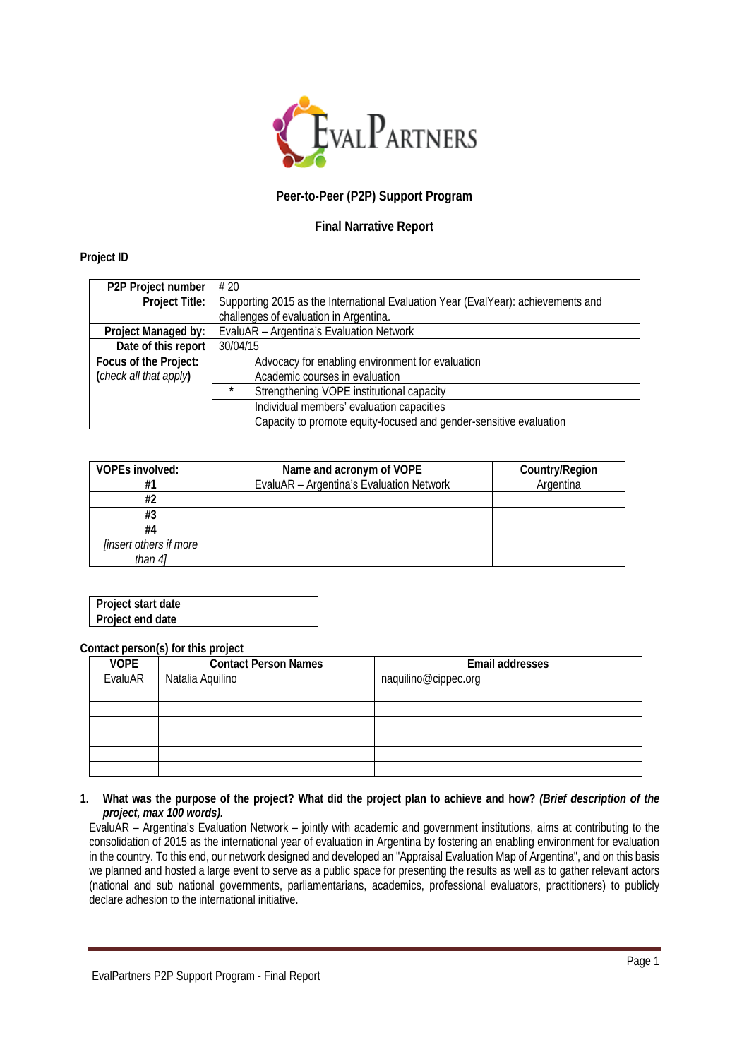**Peer-to-Peer (P2P) Support Program**

**Final Narrative Report**

**Project ID**

| **P2P Project number** | # 20 | |
|---|---|---|
| **Project Title:** | Supporting 2015 as the International Evaluation Year (EvalYear): achievements and challenges of evaluation in Argentina. | |
| **Project Managed by:** | EvaluAR – Argentina's Evaluation Network | |
| **Date of this report** | 30/04/15 | |
| **Focus of the Project:** (*check all that apply*) | | Advocacy for enabling environment for evaluation |
| | | Academic courses in evaluation |
| | * | Strengthening VOPE institutional capacity |
| | | Individual members' evaluation capacities |
| | | Capacity to promote equity-focused and gender-sensitive evaluation |

| **VOPEs involved:** | **Name and acronym of VOPE** | **Country/Region** |
|---|---|---|
| **#1** | EvaluAR – Argentina's Evaluation Network | Argentina |
| **#2** | | |
| **#3** | | |
| **#4** | | |
| *[insert others if more than 4]* | | |

| **Project start date** | |
|---|---|
| **Project end date** | |

**Contact person(s) for this project**

| **VOPE** | **Contact Person Names** | **Email addresses** |
|---|---|---|
| EvaluAR | Natalia Aquilino | naquilino@cippec.org |
| | | |
| | | |
| | | |
| | | |
| | | |
| | | |

1. **What was the purpose of the project? What did the project plan to achieve and how? *(Brief description of the project, max 100 words).***

   EvaluAR – Argentina's Evaluation Network – jointly with academic and government institutions, aims at contributing to the consolidation of 2015 as the international year of evaluation in Argentina by fostering an enabling environment for evaluation in the country. To this end, our network designed and developed an "Appraisal Evaluation Map of Argentina", and on this basis we planned and hosted a large event to serve as a public space for presenting the results as well as to gather relevant actors (national and sub national governments, parliamentarians, academics, professional evaluators, practitioners) to publicly declare adhesion to the international initiative.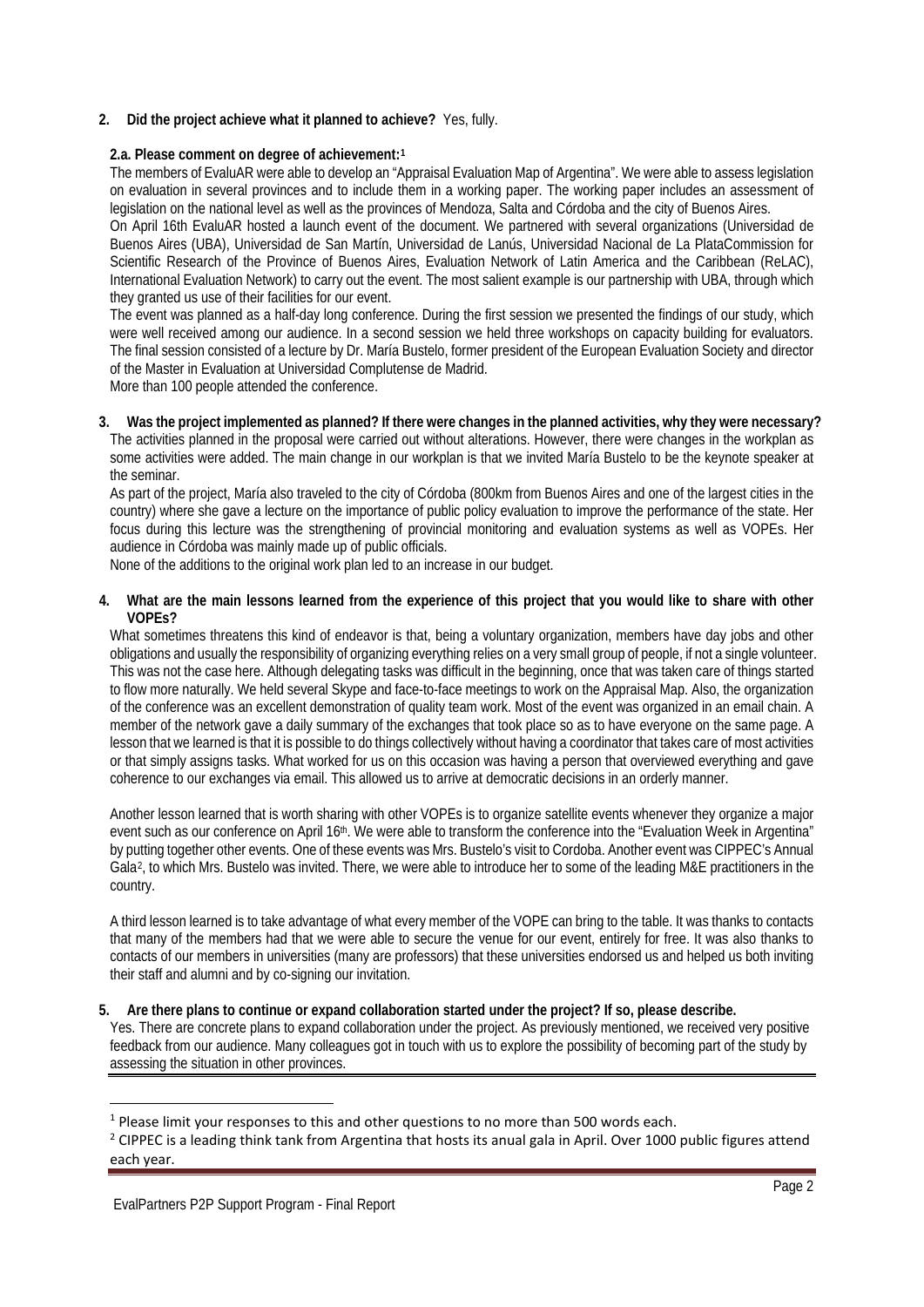**2. Did the project achieve what it planned to achieve?** Yes, fully.

**2.a. Please comment on degree of achievement:**[1]

The members of EvaluAR were able to develop an "Appraisal Evaluation Map of Argentina". We were able to assess legislation on evaluation in several provinces and to include them in a working paper. The working paper includes an assessment of legislation on the national level as well as the provinces of Mendoza, Salta and Córdoba and the city of Buenos Aires.

On April 16th EvaluAR hosted a launch event of the document. We partnered with several organizations (Universidad de Buenos Aires (UBA), Universidad de San Martín, Universidad de Lanús, Universidad Nacional de La PlataCommission for Scientific Research of the Province of Buenos Aires, Evaluation Network of Latin America and the Caribbean (ReLAC), International Evaluation Network) to carry out the event. The most salient example is our partnership with UBA, through which they granted us use of their facilities for our event.

The event was planned as a half-day long conference. During the first session we presented the findings of our study, which were well received among our audience. In a second session we held three workshops on capacity building for evaluators. The final session consisted of a lecture by Dr. María Bustelo, former president of the European Evaluation Society and director of the Master in Evaluation at Universidad Complutense de Madrid.

More than 100 people attended the conference.

**3. Was the project implemented as planned? If there were changes in the planned activities, why they were necessary?**

The activities planned in the proposal were carried out without alterations. However, there were changes in the workplan as some activities were added. The main change in our workplan is that we invited María Bustelo to be the keynote speaker at the seminar.

As part of the project, María also traveled to the city of Córdoba (800km from Buenos Aires and one of the largest cities in the country) where she gave a lecture on the importance of public policy evaluation to improve the performance of the state. Her focus during this lecture was the strengthening of provincial monitoring and evaluation systems as well as VOPEs. Her audience in Córdoba was mainly made up of public officials.

None of the additions to the original work plan led to an increase in our budget.

**4. What are the main lessons learned from the experience of this project that you would like to share with other VOPEs?**

What sometimes threatens this kind of endeavor is that, being a voluntary organization, members have day jobs and other obligations and usually the responsibility of organizing everything relies on a very small group of people, if not a single volunteer. This was not the case here. Although delegating tasks was difficult in the beginning, once that was taken care of things started to flow more naturally. We held several Skype and face-to-face meetings to work on the Appraisal Map. Also, the organization of the conference was an excellent demonstration of quality team work. Most of the event was organized in an email chain. A member of the network gave a daily summary of the exchanges that took place so as to have everyone on the same page. A lesson that we learned is that it is possible to do things collectively without having a coordinator that takes care of most activities or that simply assigns tasks. What worked for us on this occasion was having a person that overviewed everything and gave coherence to our exchanges via email. This allowed us to arrive at democratic decisions in an orderly manner.

Another lesson learned that is worth sharing with other VOPEs is to organize satellite events whenever they organize a major event such as our conference on April 16th. We were able to transform the conference into the "Evaluation Week in Argentina" by putting together other events. One of these events was Mrs. Bustelo's visit to Cordoba. Another event was CIPPEC's Annual Gala[2], to which Mrs. Bustelo was invited. There, we were able to introduce her to some of the leading M&E practitioners in the country.

A third lesson learned is to take advantage of what every member of the VOPE can bring to the table. It was thanks to contacts that many of the members had that we were able to secure the venue for our event, entirely for free. It was also thanks to contacts of our members in universities (many are professors) that these universities endorsed us and helped us both inviting their staff and alumni and by co-signing our invitation.

**5. Are there plans to continue or expand collaboration started under the project? If so, please describe.**

Yes. There are concrete plans to expand collaboration under the project. As previously mentioned, we received very positive feedback from our audience. Many colleagues got in touch with us to explore the possibility of becoming part of the study by assessing the situation in other provinces.

---

[1] Please limit your responses to this and other questions to no more than 500 words each.

[2] CIPPEC is a leading think tank from Argentina that hosts its anual gala in April. Over 1000 public figures attend each year.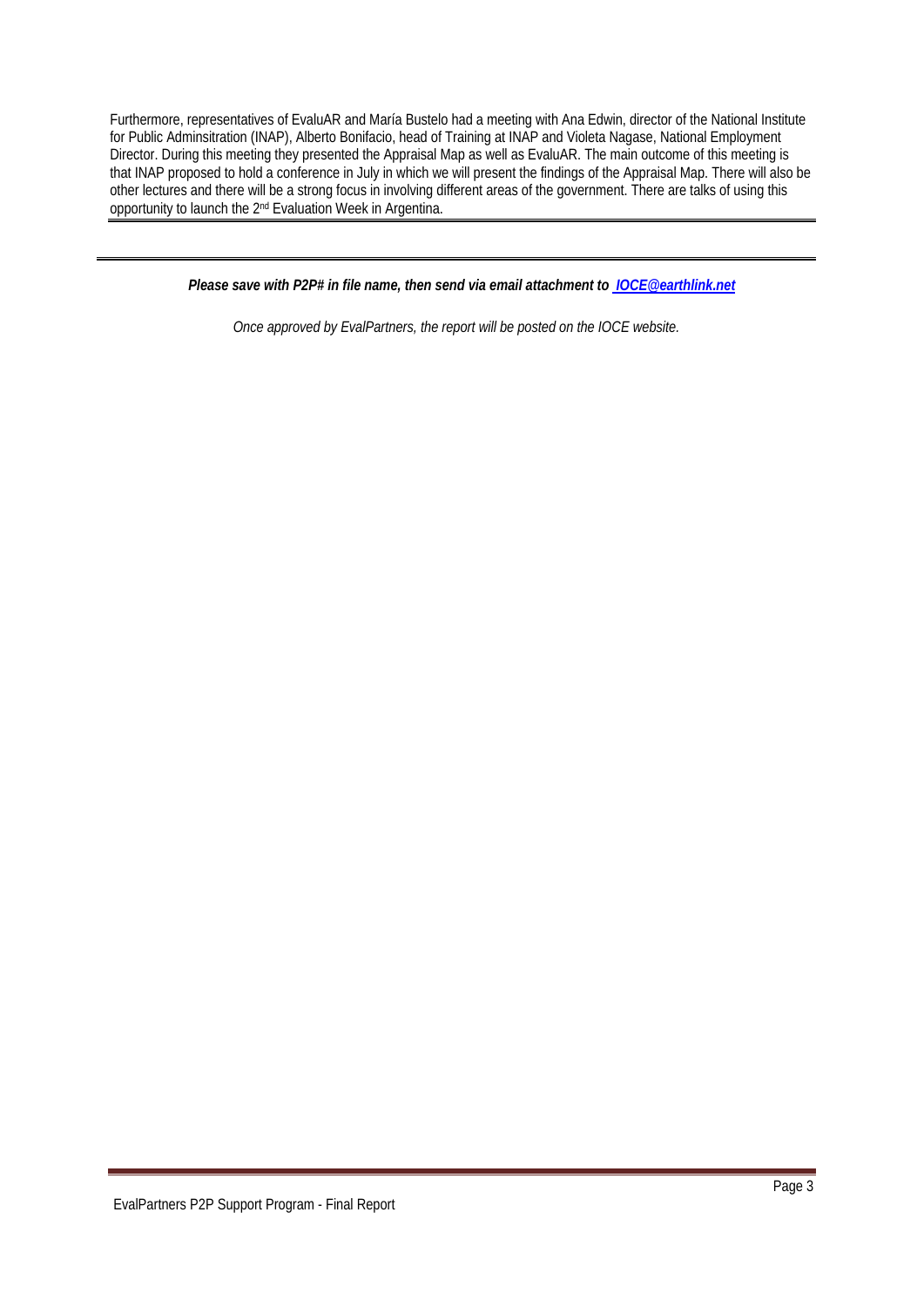Furthermore, representatives of EvaluAR and María Bustelo had a meeting with Ana Edwin, director of the National Institute for Public Adminsitration (INAP), Alberto Bonifacio, head of Training at INAP and Violeta Nagase, National Employment Director. During this meeting they presented the Appraisal Map as well as EvaluAR. The main outcome of this meeting is that INAP proposed to hold a conference in July in which we will present the findings of the Appraisal Map. There will also be other lectures and there will be a strong focus in involving different areas of the government. There are talks of using this opportunity to launch the 2nd Evaluation Week in Argentina.

***Please save with P2P# in file name, then send via email attachment to [IOCE@earthlink.net](mailto:IOCE@earthlink.net)***

*Once approved by EvalPartners, the report will be posted on the IOCE website.*